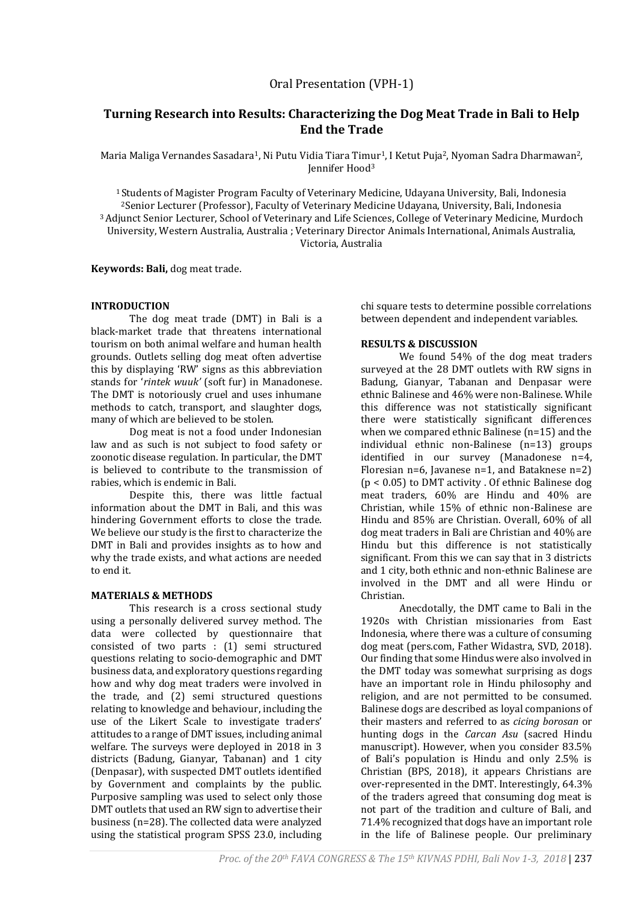Oral Presentation (VPH-1)

# Turning Research into Results: Characterizing the Dog Meat Trade in Bali to Help End the Trade

Maria Maliga Vernandes Sasadara[1], Ni Putu Vidia Tiara Timur[1], I Ketut Puja[2], Nyoman Sadra Dharmawan[2], Jennifer Hood[3]

[1] Students of Magister Program Faculty of Veterinary Medicine, Udayana University, Bali, Indonesia
[2] Senior Lecturer (Professor), Faculty of Veterinary Medicine Udayana, University, Bali, Indonesia
[3] Adjunct Senior Lecturer, School of Veterinary and Life Sciences, College of Veterinary Medicine, Murdoch University, Western Australia, Australia ; Veterinary Director Animals International, Animals Australia, Victoria, Australia

**Keywords: Bali,** dog meat trade.

## INTRODUCTION

The dog meat trade (DMT) in Bali is a black-market trade that threatens international tourism on both animal welfare and human health grounds. Outlets selling dog meat often advertise this by displaying 'RW' signs as this abbreviation stands for '*rintek wuuk'* (soft fur) in Manadonese. The DMT is notoriously cruel and uses inhumane methods to catch, transport, and slaughter dogs, many of which are believed to be stolen.

Dog meat is not a food under Indonesian law and as such is not subject to food safety or zoonotic disease regulation. In particular, the DMT is believed to contribute to the transmission of rabies, which is endemic in Bali.

Despite this, there was little factual information about the DMT in Bali, and this was hindering Government efforts to close the trade. We believe our study is the first to characterize the DMT in Bali and provides insights as to how and why the trade exists, and what actions are needed to end it.

## MATERIALS & METHODS

This research is a cross sectional study using a personally delivered survey method. The data were collected by questionnaire that consisted of two parts : (1) semi structured questions relating to socio-demographic and DMT business data, and exploratory questions regarding how and why dog meat traders were involved in the trade, and (2) semi structured questions relating to knowledge and behaviour, including the use of the Likert Scale to investigate traders' attitudes to a range of DMT issues, including animal welfare. The surveys were deployed in 2018 in 3 districts (Badung, Gianyar, Tabanan) and 1 city (Denpasar), with suspected DMT outlets identified by Government and complaints by the public. Purposive sampling was used to select only those DMT outlets that used an RW sign to advertise their business (n=28). The collected data were analyzed using the statistical program SPSS 23.0, including chi square tests to determine possible correlations between dependent and independent variables.

## RESULTS & DISCUSSION

We found 54% of the dog meat traders surveyed at the 28 DMT outlets with RW signs in Badung, Gianyar, Tabanan and Denpasar were ethnic Balinese and 46% were non-Balinese. While this difference was not statistically significant there were statistically significant differences when we compared ethnic Balinese (n=15) and the individual ethnic non-Balinese (n=13) groups identified in our survey (Manadonese n=4, Floresian n=6, Javanese n=1, and Bataknese n=2) ($p < 0.05$) to DMT activity . Of ethnic Balinese dog meat traders, 60% are Hindu and 40% are Christian, while 15% of ethnic non-Balinese are Hindu and 85% are Christian. Overall, 60% of all dog meat traders in Bali are Christian and 40% are Hindu but this difference is not statistically significant. From this we can say that in 3 districts and 1 city, both ethnic and non-ethnic Balinese are involved in the DMT and all were Hindu or Christian.

Anecdotally, the DMT came to Bali in the 1920s with Christian missionaries from East Indonesia, where there was a culture of consuming dog meat (pers.com, Father Widastra, SVD, 2018). Our finding that some Hindus were also involved in the DMT today was somewhat surprising as dogs have an important role in Hindu philosophy and religion, and are not permitted to be consumed. Balinese dogs are described as loyal companions of their masters and referred to as *cicing borosan* or hunting dogs in the *Carcan Asu* (sacred Hindu manuscript). However, when you consider 83.5% of Bali's population is Hindu and only 2.5% is Christian (BPS, 2018), it appears Christians are over-represented in the DMT. Interestingly, 64.3% of the traders agreed that consuming dog meat is not part of the tradition and culture of Bali, and 71.4% recognized that dogs have an important role in the life of Balinese people. Our preliminary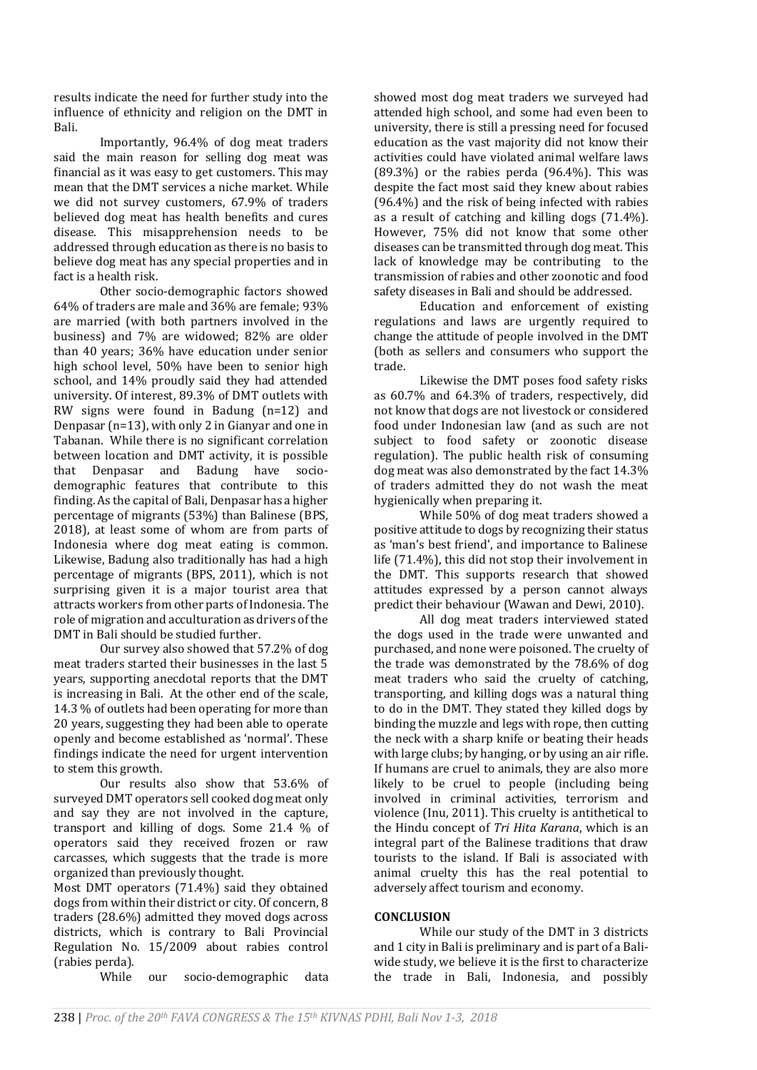results indicate the need for further study into the influence of ethnicity and religion on the DMT in Bali.

Importantly, 96.4% of dog meat traders said the main reason for selling dog meat was financial as it was easy to get customers. This may mean that the DMT services a niche market. While we did not survey customers, 67.9% of traders believed dog meat has health benefits and cures disease. This misapprehension needs to be addressed through education as there is no basis to believe dog meat has any special properties and in fact is a health risk.

Other socio-demographic factors showed 64% of traders are male and 36% are female; 93% are married (with both partners involved in the business) and 7% are widowed; 82% are older than 40 years; 36% have education under senior high school level, 50% have been to senior high school, and 14% proudly said they had attended university. Of interest, 89.3% of DMT outlets with RW signs were found in Badung (n=12) and Denpasar (n=13), with only 2 in Gianyar and one in Tabanan. While there is no significant correlation between location and DMT activity, it is possible that Denpasar and Badung have socio-demographic features that contribute to this finding. As the capital of Bali, Denpasar has a higher percentage of migrants (53%) than Balinese (BPS, 2018), at least some of whom are from parts of Indonesia where dog meat eating is common. Likewise, Badung also traditionally has had a high percentage of migrants (BPS, 2011), which is not surprising given it is a major tourist area that attracts workers from other parts of Indonesia. The role of migration and acculturation as drivers of the DMT in Bali should be studied further.

Our survey also showed that 57.2% of dog meat traders started their businesses in the last 5 years, supporting anecdotal reports that the DMT is increasing in Bali. At the other end of the scale, 14.3 % of outlets had been operating for more than 20 years, suggesting they had been able to operate openly and become established as 'normal'. These findings indicate the need for urgent intervention to stem this growth.

Our results also show that 53.6% of surveyed DMT operators sell cooked dog meat only and say they are not involved in the capture, transport and killing of dogs. Some 21.4 % of operators said they received frozen or raw carcasses, which suggests that the trade is more organized than previously thought.

Most DMT operators (71.4%) said they obtained dogs from within their district or city. Of concern, 8 traders (28.6%) admitted they moved dogs across districts, which is contrary to Bali Provincial Regulation No. 15/2009 about rabies control (rabies perda).

While our socio-demographic data showed most dog meat traders we surveyed had attended high school, and some had even been to university, there is still a pressing need for focused education as the vast majority did not know their activities could have violated animal welfare laws (89.3%) or the rabies perda (96.4%). This was despite the fact most said they knew about rabies (96.4%) and the risk of being infected with rabies as a result of catching and killing dogs (71.4%). However, 75% did not know that some other diseases can be transmitted through dog meat. This lack of knowledge may be contributing to the transmission of rabies and other zoonotic and food safety diseases in Bali and should be addressed.

Education and enforcement of existing regulations and laws are urgently required to change the attitude of people involved in the DMT (both as sellers and consumers who support the trade.

Likewise the DMT poses food safety risks as 60.7% and 64.3% of traders, respectively, did not know that dogs are not livestock or considered food under Indonesian law (and as such are not subject to food safety or zoonotic disease regulation). The public health risk of consuming dog meat was also demonstrated by the fact 14.3% of traders admitted they do not wash the meat hygienically when preparing it.

While 50% of dog meat traders showed a positive attitude to dogs by recognizing their status as 'man's best friend', and importance to Balinese life (71.4%), this did not stop their involvement in the DMT. This supports research that showed attitudes expressed by a person cannot always predict their behaviour (Wawan and Dewi, 2010).

All dog meat traders interviewed stated the dogs used in the trade were unwanted and purchased, and none were poisoned. The cruelty of the trade was demonstrated by the 78.6% of dog meat traders who said the cruelty of catching, transporting, and killing dogs was a natural thing to do in the DMT. They stated they killed dogs by binding the muzzle and legs with rope, then cutting the neck with a sharp knife or beating their heads with large clubs; by hanging, or by using an air rifle. If humans are cruel to animals, they are also more likely to be cruel to people (including being involved in criminal activities, terrorism and violence (Inu, 2011). This cruelty is antithetical to the Hindu concept of *Tri Hita Karana*, which is an integral part of the Balinese traditions that draw tourists to the island. If Bali is associated with animal cruelty this has the real potential to adversely affect tourism and economy.

## CONCLUSION

While our study of the DMT in 3 districts and 1 city in Bali is preliminary and is part of a Bali-wide study, we believe it is the first to characterize the trade in Bali, Indonesia, and possibly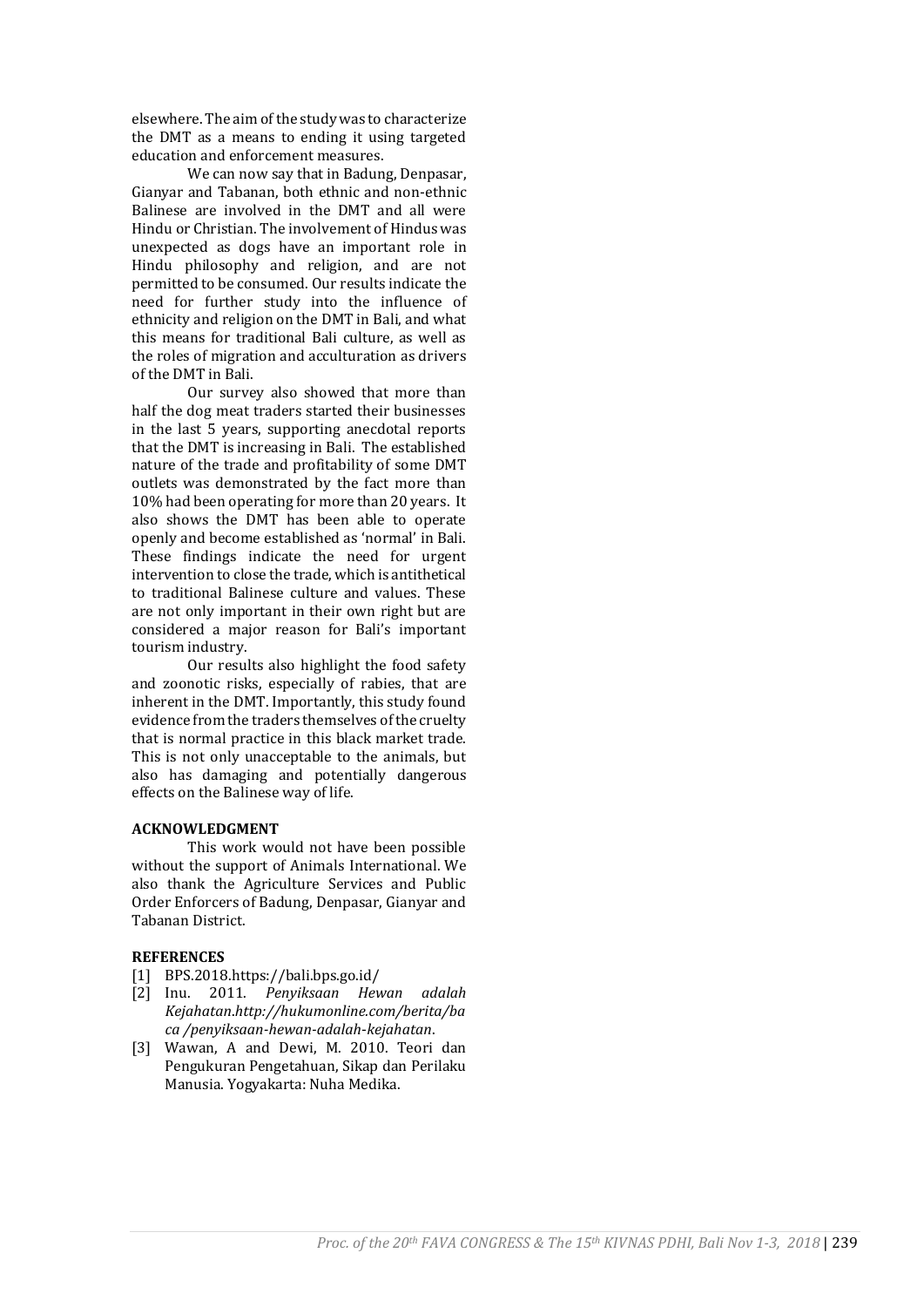elsewhere. The aim of the study was to characterize the DMT as a means to ending it using targeted education and enforcement measures.

We can now say that in Badung, Denpasar, Gianyar and Tabanan, both ethnic and non-ethnic Balinese are involved in the DMT and all were Hindu or Christian. The involvement of Hindus was unexpected as dogs have an important role in Hindu philosophy and religion, and are not permitted to be consumed. Our results indicate the need for further study into the influence of ethnicity and religion on the DMT in Bali, and what this means for traditional Bali culture, as well as the roles of migration and acculturation as drivers of the DMT in Bali.

Our survey also showed that more than half the dog meat traders started their businesses in the last 5 years, supporting anecdotal reports that the DMT is increasing in Bali. The established nature of the trade and profitability of some DMT outlets was demonstrated by the fact more than 10% had been operating for more than 20 years. It also shows the DMT has been able to operate openly and become established as 'normal' in Bali. These findings indicate the need for urgent intervention to close the trade, which is antithetical to traditional Balinese culture and values. These are not only important in their own right but are considered a major reason for Bali's important tourism industry.

Our results also highlight the food safety and zoonotic risks, especially of rabies, that are inherent in the DMT. Importantly, this study found evidence from the traders themselves of the cruelty that is normal practice in this black market trade. This is not only unacceptable to the animals, but also has damaging and potentially dangerous effects on the Balinese way of life.

## ACKNOWLEDGMENT

This work would not have been possible without the support of Animals International. We also thank the Agriculture Services and Public Order Enforcers of Badung, Denpasar, Gianyar and Tabanan District.

## REFERENCES

[1] BPS.2018.https://bali.bps.go.id/

[2] Inu. 2011. *Penyiksaan Hewan adalah Kejahatan.http://hukumonline.com/berita/baca /penyiksaan-hewan-adalah-kejahatan*.

[3] Wawan, A and Dewi, M. 2010. Teori dan Pengukuran Pengetahuan, Sikap dan Perilaku Manusia. Yogyakarta: Nuha Medika.